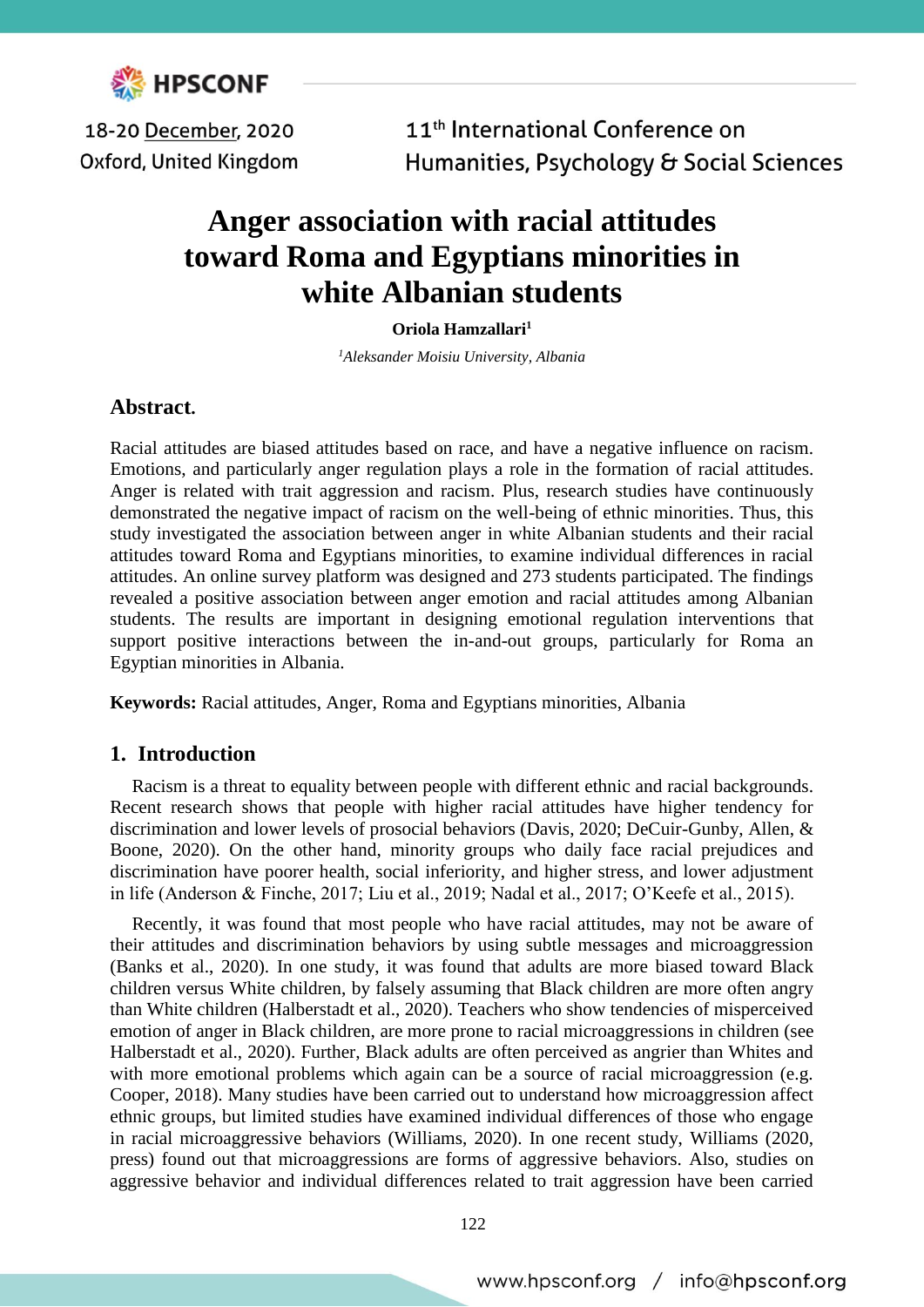# Anger association with racial attitudes toward Roma and Egyptians minorities in white Albanian students

**Oriola Hamzallari**[1]

[1]*Aleksander Moisiu University, Albania*

## Abstract.

Racial attitudes are biased attitudes based on race, and have a negative influence on racism. Emotions, and particularly anger regulation plays a role in the formation of racial attitudes. Anger is related with trait aggression and racism. Plus, research studies have continuously demonstrated the negative impact of racism on the well-being of ethnic minorities. Thus, this study investigated the association between anger in white Albanian students and their racial attitudes toward Roma and Egyptians minorities, to examine individual differences in racial attitudes. An online survey platform was designed and 273 students participated. The findings revealed a positive association between anger emotion and racial attitudes among Albanian students. The results are important in designing emotional regulation interventions that support positive interactions between the in-and-out groups, particularly for Roma an Egyptian minorities in Albania.

**Keywords:** Racial attitudes, Anger, Roma and Egyptians minorities, Albania

## 1. Introduction

Racism is a threat to equality between people with different ethnic and racial backgrounds. Recent research shows that people with higher racial attitudes have higher tendency for discrimination and lower levels of prosocial behaviors (Davis, 2020; DeCuir-Gunby, Allen, & Boone, 2020). On the other hand, minority groups who daily face racial prejudices and discrimination have poorer health, social inferiority, and higher stress, and lower adjustment in life (Anderson & Finche, 2017; Liu et al., 2019; Nadal et al., 2017; O'Keefe et al., 2015).

Recently, it was found that most people who have racial attitudes, may not be aware of their attitudes and discrimination behaviors by using subtle messages and microaggression (Banks et al., 2020). In one study, it was found that adults are more biased toward Black children versus White children, by falsely assuming that Black children are more often angry than White children (Halberstadt et al., 2020). Teachers who show tendencies of misperceived emotion of anger in Black children, are more prone to racial microaggressions in children (see Halberstadt et al., 2020). Further, Black adults are often perceived as angrier than Whites and with more emotional problems which again can be a source of racial microaggression (e.g. Cooper, 2018). Many studies have been carried out to understand how microaggression affect ethnic groups, but limited studies have examined individual differences of those who engage in racial microaggressive behaviors (Williams, 2020). In one recent study, Williams (2020, press) found out that microaggressions are forms of aggressive behaviors. Also, studies on aggressive behavior and individual differences related to trait aggression have been carried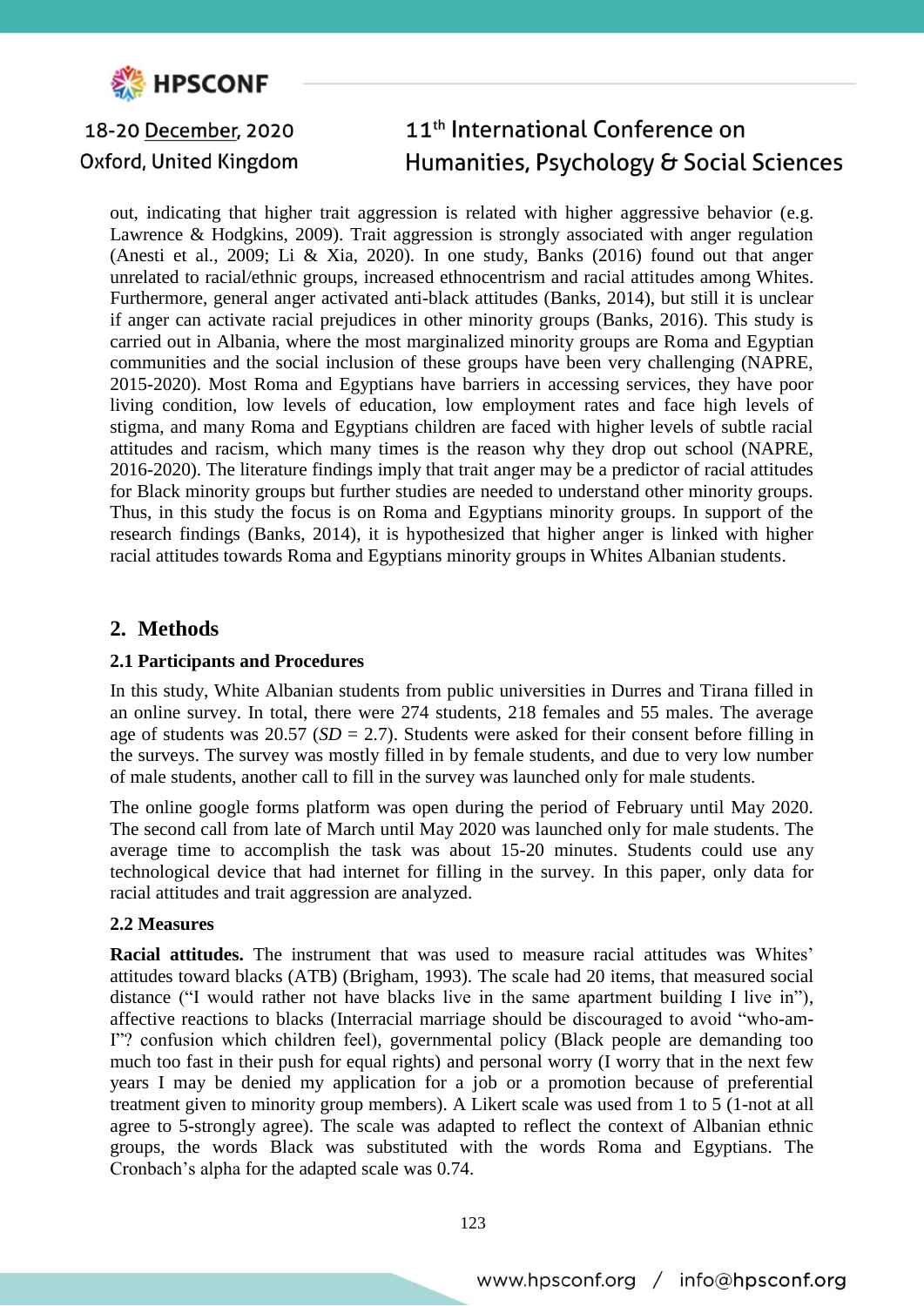out, indicating that higher trait aggression is related with higher aggressive behavior (e.g. Lawrence & Hodgkins, 2009). Trait aggression is strongly associated with anger regulation (Anesti et al., 2009; Li & Xia, 2020). In one study, Banks (2016) found out that anger unrelated to racial/ethnic groups, increased ethnocentrism and racial attitudes among Whites. Furthermore, general anger activated anti-black attitudes (Banks, 2014), but still it is unclear if anger can activate racial prejudices in other minority groups (Banks, 2016). This study is carried out in Albania, where the most marginalized minority groups are Roma and Egyptian communities and the social inclusion of these groups have been very challenging (NAPRE, 2015-2020). Most Roma and Egyptians have barriers in accessing services, they have poor living condition, low levels of education, low employment rates and face high levels of stigma, and many Roma and Egyptians children are faced with higher levels of subtle racial attitudes and racism, which many times is the reason why they drop out school (NAPRE, 2016-2020). The literature findings imply that trait anger may be a predictor of racial attitudes for Black minority groups but further studies are needed to understand other minority groups. Thus, in this study the focus is on Roma and Egyptians minority groups. In support of the research findings (Banks, 2014), it is hypothesized that higher anger is linked with higher racial attitudes towards Roma and Egyptians minority groups in Whites Albanian students.

## 2. Methods

### 2.1 Participants and Procedures

In this study, White Albanian students from public universities in Durres and Tirana filled in an online survey. In total, there were 274 students, 218 females and 55 males. The average age of students was 20.57 (*SD* = 2.7). Students were asked for their consent before filling in the surveys. The survey was mostly filled in by female students, and due to very low number of male students, another call to fill in the survey was launched only for male students.

The online google forms platform was open during the period of February until May 2020. The second call from late of March until May 2020 was launched only for male students. The average time to accomplish the task was about 15-20 minutes. Students could use any technological device that had internet for filling in the survey. In this paper, only data for racial attitudes and trait aggression are analyzed.

### 2.2 Measures

**Racial attitudes.** The instrument that was used to measure racial attitudes was Whites' attitudes toward blacks (ATB) (Brigham, 1993). The scale had 20 items, that measured social distance ("I would rather not have blacks live in the same apartment building I live in"), affective reactions to blacks (Interracial marriage should be discouraged to avoid "who-am-I"? confusion which children feel), governmental policy (Black people are demanding too much too fast in their push for equal rights) and personal worry (I worry that in the next few years I may be denied my application for a job or a promotion because of preferential treatment given to minority group members). A Likert scale was used from 1 to 5 (1-not at all agree to 5-strongly agree). The scale was adapted to reflect the context of Albanian ethnic groups, the words Black was substituted with the words Roma and Egyptians. The Cronbach's alpha for the adapted scale was 0.74.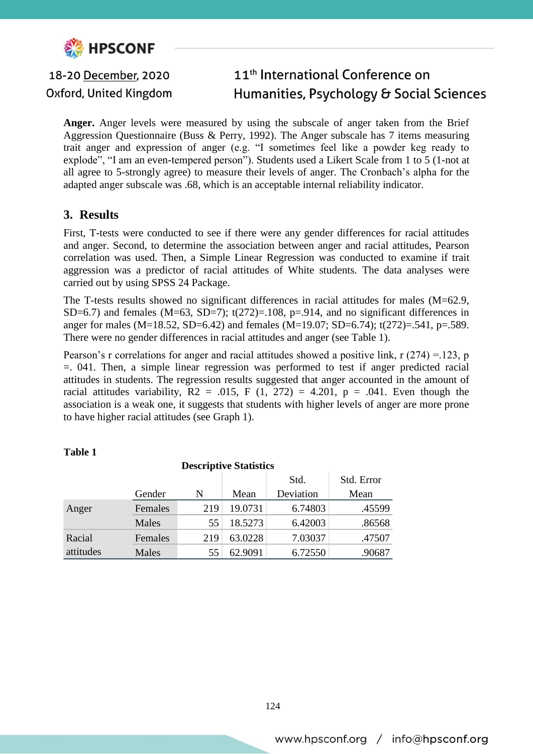**Anger.** Anger levels were measured by using the subscale of anger taken from the Brief Aggression Questionnaire (Buss & Perry, 1992). The Anger subscale has 7 items measuring trait anger and expression of anger (e.g. "I sometimes feel like a powder keg ready to explode", "I am an even-tempered person"). Students used a Likert Scale from 1 to 5 (1-not at all agree to 5-strongly agree) to measure their levels of anger. The Cronbach's alpha for the adapted anger subscale was .68, which is an acceptable internal reliability indicator.

## 3. Results

First, T-tests were conducted to see if there were any gender differences for racial attitudes and anger. Second, to determine the association between anger and racial attitudes, Pearson correlation was used. Then, a Simple Linear Regression was conducted to examine if trait aggression was a predictor of racial attitudes of White students. The data analyses were carried out by using SPSS 24 Package.

The T-tests results showed no significant differences in racial attitudes for males (M=62.9, SD=6.7) and females (M=63, SD=7); t(272)=.108, p=.914, and no significant differences in anger for males (M=18.52, SD=6.42) and females (M=19.07; SD=6.74); t(272)=.541, p=.589. There were no gender differences in racial attitudes and anger (see Table 1).

Pearson's r correlations for anger and racial attitudes showed a positive link, r (274) =.123, p =. 041. Then, a simple linear regression was performed to test if anger predicted racial attitudes in students. The regression results suggested that anger accounted in the amount of racial attitudes variability, $R^2$ = .015, F (1, 272) = 4.201, p = .041. Even though the association is a weak one, it suggests that students with higher levels of anger are more prone to have higher racial attitudes (see Graph 1).

**Table 1**

**Descriptive Statistics**

| | Gender | N | Mean | Std. Deviation | Std. Error Mean |
|---|---|---|---|---|---|
| Anger | Females | 219 | 19.0731 | 6.74803 | .45599 |
| | Males | 55 | 18.5273 | 6.42003 | .86568 |
| Racial attitudes | Females | 219 | 63.0228 | 7.03037 | .47507 |
| | Males | 55 | 62.9091 | 6.72550 | .90687 |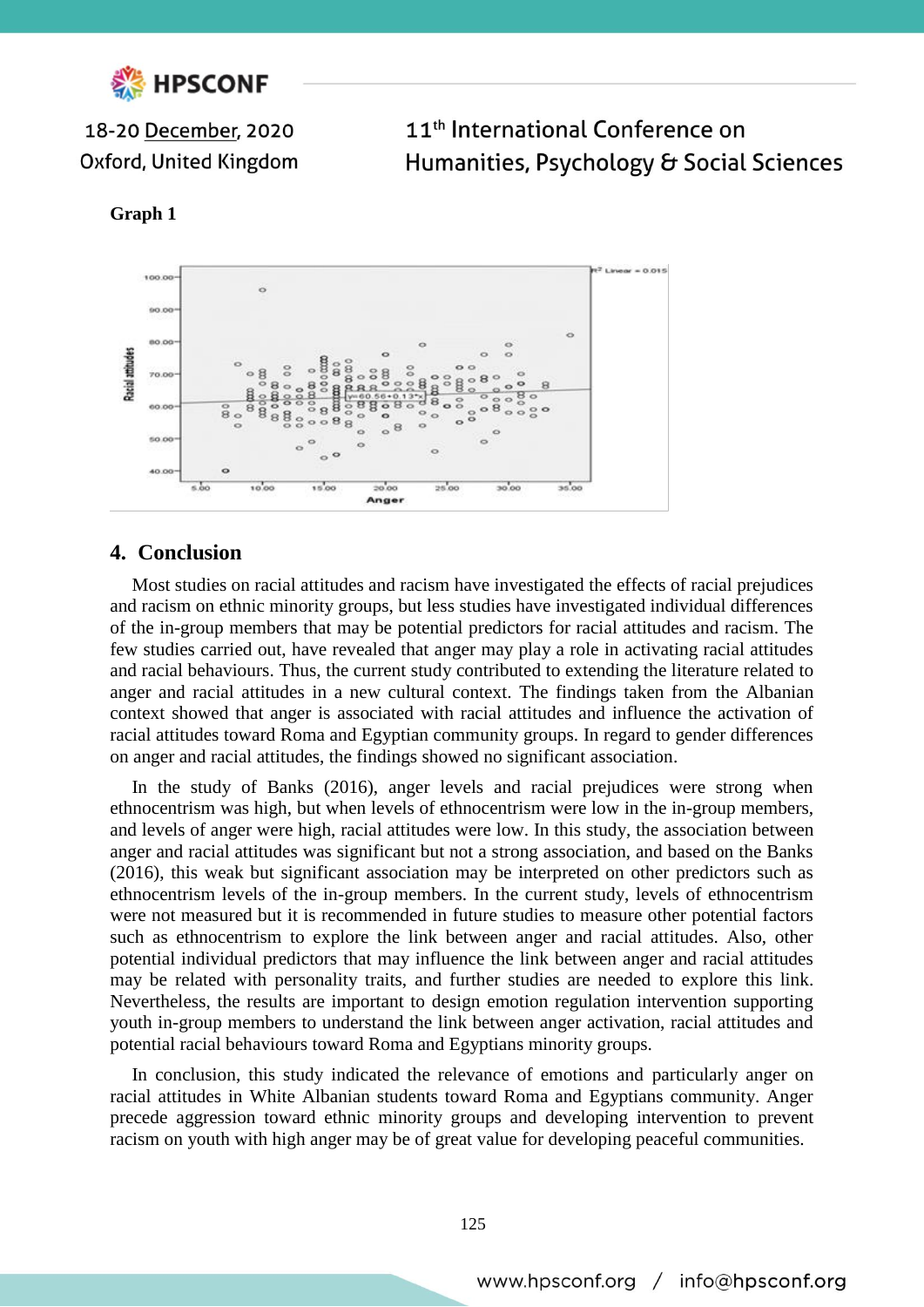**Graph 1**

## 4. Conclusion

Most studies on racial attitudes and racism have investigated the effects of racial prejudices and racism on ethnic minority groups, but less studies have investigated individual differences of the in-group members that may be potential predictors for racial attitudes and racism. The few studies carried out, have revealed that anger may play a role in activating racial attitudes and racial behaviours. Thus, the current study contributed to extending the literature related to anger and racial attitudes in a new cultural context. The findings taken from the Albanian context showed that anger is associated with racial attitudes and influence the activation of racial attitudes toward Roma and Egyptian community groups. In regard to gender differences on anger and racial attitudes, the findings showed no significant association.

In the study of Banks (2016), anger levels and racial prejudices were strong when ethnocentrism was high, but when levels of ethnocentrism were low in the in-group members, and levels of anger were high, racial attitudes were low. In this study, the association between anger and racial attitudes was significant but not a strong association, and based on the Banks (2016), this weak but significant association may be interpreted on other predictors such as ethnocentrism levels of the in-group members. In the current study, levels of ethnocentrism were not measured but it is recommended in future studies to measure other potential factors such as ethnocentrism to explore the link between anger and racial attitudes. Also, other potential individual predictors that may influence the link between anger and racial attitudes may be related with personality traits, and further studies are needed to explore this link. Nevertheless, the results are important to design emotion regulation intervention supporting youth in-group members to understand the link between anger activation, racial attitudes and potential racial behaviours toward Roma and Egyptians minority groups.

In conclusion, this study indicated the relevance of emotions and particularly anger on racial attitudes in White Albanian students toward Roma and Egyptians community. Anger precede aggression toward ethnic minority groups and developing intervention to prevent racism on youth with high anger may be of great value for developing peaceful communities.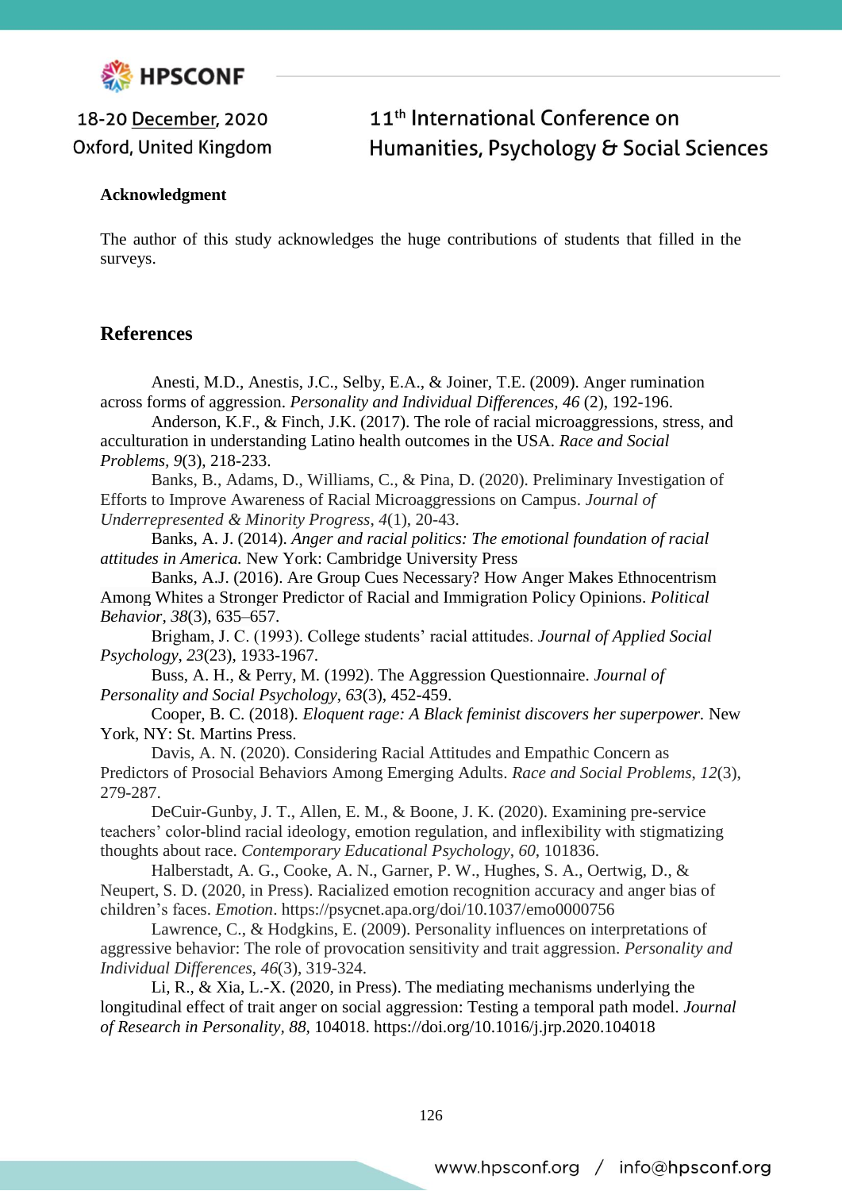**Acknowledgment**

The author of this study acknowledges the huge contributions of students that filled in the surveys.

## References

Anesti, M.D., Anestis, J.C., Selby, E.A., & Joiner, T.E. (2009). Anger rumination across forms of aggression. *Personality and Individual Differences*, *46* (2), 192-196.

Anderson, K.F., & Finch, J.K. (2017). The role of racial microaggressions, stress, and acculturation in understanding Latino health outcomes in the USA. *Race and Social Problems*, *9*(3), 218-233.

Banks, B., Adams, D., Williams, C., & Pina, D. (2020). Preliminary Investigation of Efforts to Improve Awareness of Racial Microaggressions on Campus. *Journal of Underrepresented & Minority Progress*, *4*(1), 20-43.

Banks, A. J. (2014). *Anger and racial politics: The emotional foundation of racial attitudes in America.* New York: Cambridge University Press

Banks, A.J. (2016). Are Group Cues Necessary? How Anger Makes Ethnocentrism Among Whites a Stronger Predictor of Racial and Immigration Policy Opinions. *Political Behavior*, *38*(3), 635–657.

Brigham, J. C. (1993). College students' racial attitudes. *Journal of Applied Social Psychology*, *23*(23), 1933-1967.

Buss, A. H., & Perry, M. (1992). The Aggression Questionnaire. *Journal of Personality and Social Psychology*, *63*(3), 452-459.

Cooper, B. C. (2018). *Eloquent rage: A Black feminist discovers her superpower.* New York, NY: St. Martins Press.

Davis, A. N. (2020). Considering Racial Attitudes and Empathic Concern as Predictors of Prosocial Behaviors Among Emerging Adults. *Race and Social Problems*, *12*(3), 279-287.

DeCuir-Gunby, J. T., Allen, E. M., & Boone, J. K. (2020). Examining pre-service teachers' color-blind racial ideology, emotion regulation, and inflexibility with stigmatizing thoughts about race. *Contemporary Educational Psychology*, *60*, 101836.

Halberstadt, A. G., Cooke, A. N., Garner, P. W., Hughes, S. A., Oertwig, D., & Neupert, S. D. (2020, in Press). Racialized emotion recognition accuracy and anger bias of children's faces. *Emotion*. https://psycnet.apa.org/doi/10.1037/emo0000756

Lawrence, C., & Hodgkins, E. (2009). Personality influences on interpretations of aggressive behavior: The role of provocation sensitivity and trait aggression. *Personality and Individual Differences*, *46*(3), 319-324.

Li, R., & Xia, L.-X. (2020, in Press). The mediating mechanisms underlying the longitudinal effect of trait anger on social aggression: Testing a temporal path model. *Journal of Research in Personality*, *88*, 104018. https://doi.org/10.1016/j.jrp.2020.104018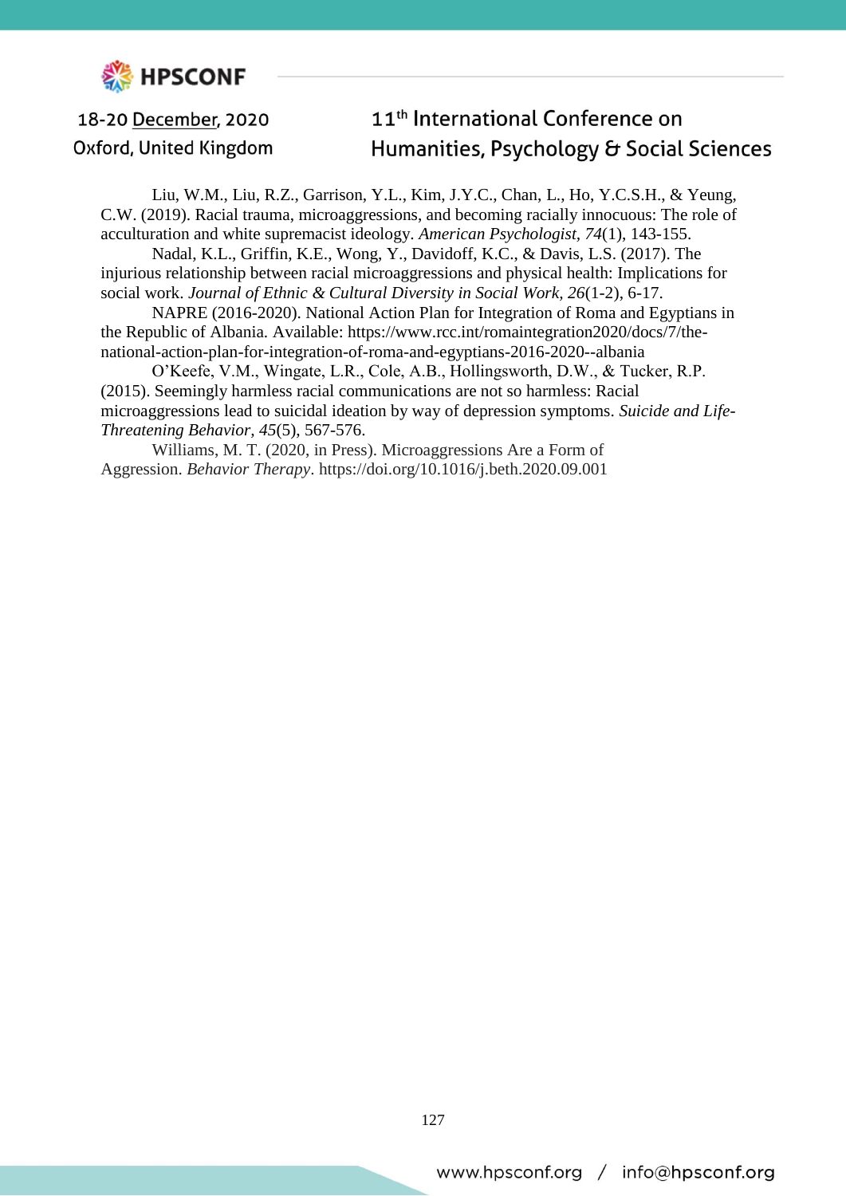Liu, W.M., Liu, R.Z., Garrison, Y.L., Kim, J.Y.C., Chan, L., Ho, Y.C.S.H., & Yeung, C.W. (2019). Racial trauma, microaggressions, and becoming racially innocuous: The role of acculturation and white supremacist ideology. *American Psychologist, 74*(1), 143-155.

Nadal, K.L., Griffin, K.E., Wong, Y., Davidoff, K.C., & Davis, L.S. (2017). The injurious relationship between racial microaggressions and physical health: Implications for social work. *Journal of Ethnic & Cultural Diversity in Social Work, 26*(1-2), 6-17.

NAPRE (2016-2020). National Action Plan for Integration of Roma and Egyptians in the Republic of Albania. Available: https://www.rcc.int/romaintegration2020/docs/7/the-national-action-plan-for-integration-of-roma-and-egyptians-2016-2020--albania

O'Keefe, V.M., Wingate, L.R., Cole, A.B., Hollingsworth, D.W., & Tucker, R.P. (2015). Seemingly harmless racial communications are not so harmless: Racial microaggressions lead to suicidal ideation by way of depression symptoms. *Suicide and Life-Threatening Behavior, 45*(5), 567-576.

Williams, M. T. (2020, in Press). Microaggressions Are a Form of Aggression. *Behavior Therapy*. https://doi.org/10.1016/j.beth.2020.09.001